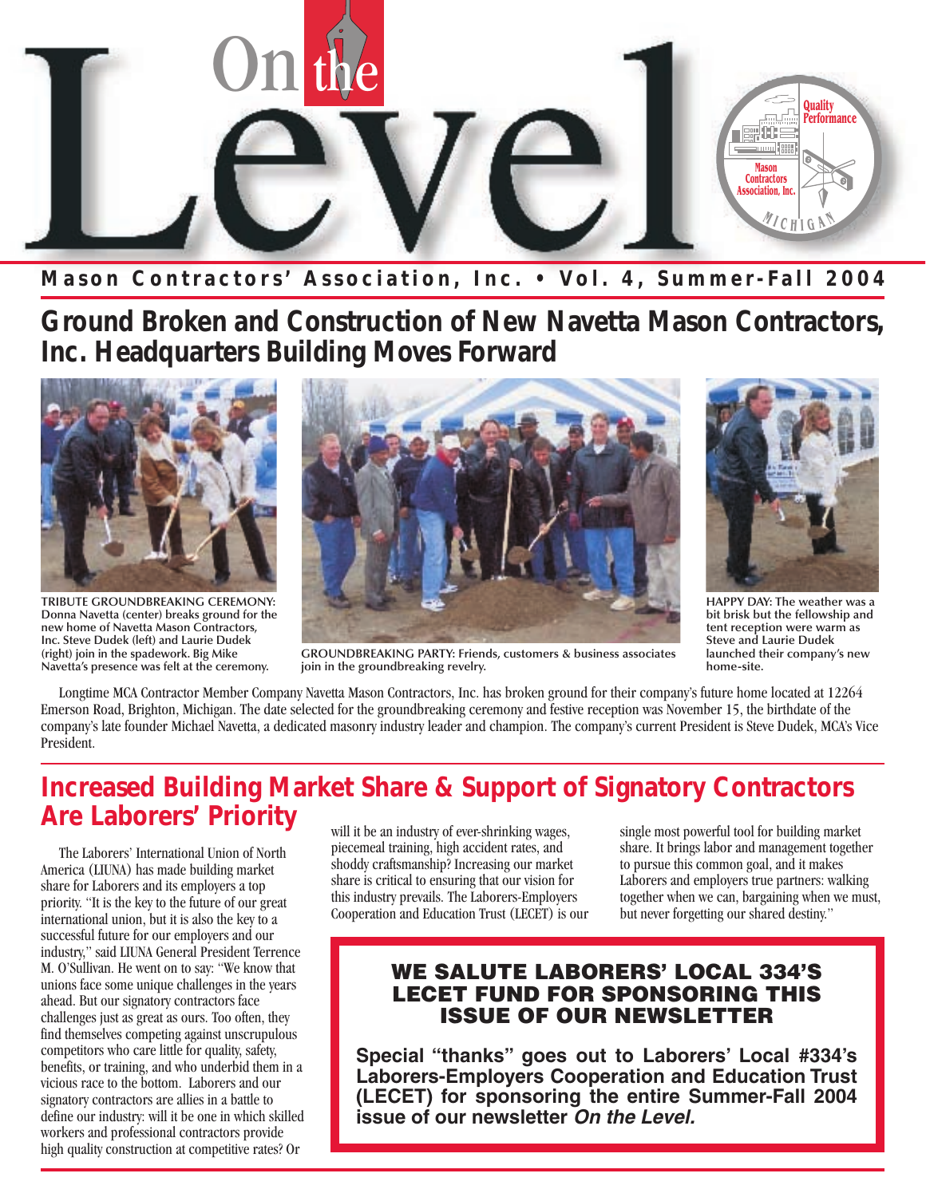# On the Level

**Mason Contractors' Association, Inc. • Vol. 4, Summer-Fall 2004**

## Ground Broken and Construction of New Navetta Mason Contractors, Inc. Headquarters Building Moves Forward

TRIBUTE GROUNDBREAKING CEREMONY: Donna Navetta (center) breaks ground for the new home of Navetta Mason Contractors, Inc. Steve Dudek (left) and Laurie Dudek (right) join in the spadework. Big Mike Navetta's presence was felt at the ceremony.

GROUNDBREAKING PARTY: Friends, customers & business associates join in the groundbreaking revelry.

HAPPY DAY: The weather was a bit brisk but the fellowship and tent reception were warm as Steve and Laurie Dudek launched their company's new home-site.

Longtime MCA Contractor Member Company Navetta Mason Contractors, Inc. has broken ground for their company's future home located at 12264 Emerson Road, Brighton, Michigan. The date selected for the groundbreaking ceremony and festive reception was November 15, the birthdate of the company's late founder Michael Navetta, a dedicated masonry industry leader and champion. The company's current President is Steve Dudek, MCA's Vice President.

## Increased Building Market Share & Support of Signatory Contractors Are Laborers' Priority

The Laborers' International Union of North America (LIUNA) has made building market share for Laborers and its employers a top priority. "It is the key to the future of our great international union, but it is also the key to a successful future for our employers and our industry," said LIUNA General President Terrence M. O'Sullivan. He went on to say: "We know that unions face some unique challenges in the years ahead. But our signatory contractors face challenges just as great as ours. Too often, they find themselves competing against unscrupulous competitors who care little for quality, safety, benefits, or training, and who underbid them in a vicious race to the bottom. Laborers and our signatory contractors are allies in a battle to define our industry: will it be one in which skilled workers and professional contractors provide high quality construction at competitive rates? Or will it be an industry of ever-shrinking wages, piecemeal training, high accident rates, and shoddy craftsmanship? Increasing our market share is critical to ensuring that our vision for this industry prevails. The Laborers-Employers Cooperation and Education Trust (LECET) is our single most powerful tool for building market share. It brings labor and management together to pursue this common goal, and it makes Laborers and employers true partners: walking together when we can, bargaining when we must, but never forgetting our shared destiny."

### WE SALUTE LABORERS' LOCAL 334'S LECET FUND FOR SPONSORING THIS ISSUE OF OUR NEWSLETTER

**Special "thanks" goes out to Laborers' Local #334's Laborers-Employers Cooperation and Education Trust (LECET) for sponsoring the entire Summer-Fall 2004 issue of our newsletter *On the Level.***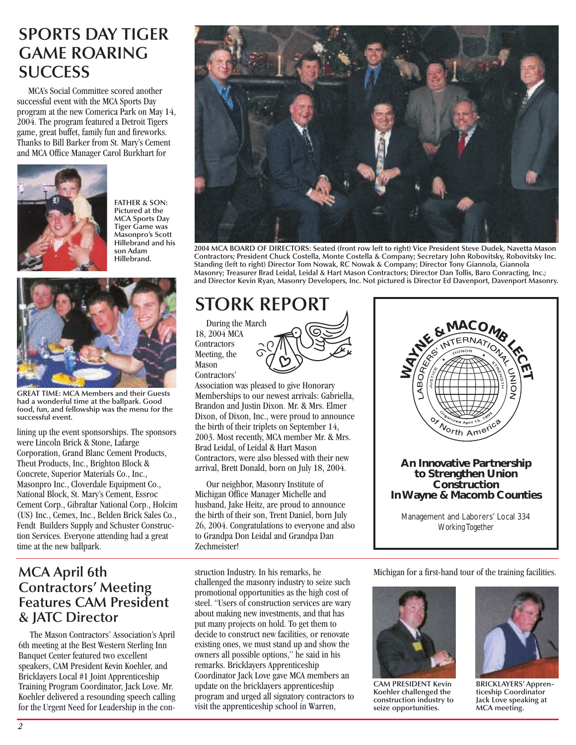## SPORTS DAY TIGER GAME ROARING SUCCESS

MCA's Social Committee scored another successful event with the MCA Sports Day program at the new Comerica Park on May 14, 2004. The program featured a Detroit Tigers game, great buffet, family fun and fireworks. Thanks to Bill Barker from St. Mary's Cement and MCA Office Manager Carol Burkhart for lining up the event sponsorships. The sponsors were Lincoln Brick & Stone, Lafarge Corporation, Grand Blanc Cement Products, Theut Products, Inc., Brighton Block & Concrete, Superior Materials Co., Inc., Masonpro Inc., Cloverdale Equipment Co., National Block, St. Mary's Cement, Essroc Cement Corp., Gibraltar National Corp., Holcim (US) Inc., Cemex, Inc., Belden Brick Sales Co., Fendt Builders Supply and Schuster Construction Services. Everyone attending had a great time at the new ballpark.

**FATHER & SON: Pictured at the MCA Sports Day Tiger Game was Masonpro's Scott Hillebrand and his son Adam Hillebrand.**

**GREAT TIME: MCA Members and their Guests had a wonderful time at the ballpark. Good food, fun, and fellowship was the menu for the successful event.**

**2004 MCA BOARD OF DIRECTORS: Seated (front row left to right) Vice President Steve Dudek, Navetta Mason Contractors; President Chuck Costella, Monte Costella & Company; Secretary John Robovitsky, Robovitsky Inc. Standing (left to right) Director Tom Nowak, RC Nowak & Company; Director Tony Giannola, Giannola Masonry; Treasurer Brad Leidal, Leidal & Hart Mason Contractors; Director Dan Tollis, Baro Conracting, Inc.; and Director Kevin Ryan, Masonry Developers, Inc. Not pictured is Director Ed Davenport, Davenport Masonry.**

## STORK REPORT

During the March 18, 2004 MCA Contractors Meeting, the Mason Contractors' Association was pleased to give Honorary Memberships to our newest arrivals: Gabriella, Brandon and Justin Dixon. Mr. & Mrs. Elmer Dixon, of Dixon, Inc., were proud to announce the birth of their triplets on September 14, 2003. Most recently, MCA member Mr. & Mrs. Brad Leidal, of Leidal & Hart Mason Contractors, were also blessed with their new arrival, Brett Donald, born on July 18, 2004.

Our neighbor, Masonry Institute of Michigan Office Manager Michelle and husband, Jake Heitz, are proud to announce the birth of their son, Trent Daniel, born July 26, 2004. Congratulations to everyone and also to Grandpa Don Leidal and Grandpa Dan Zechmeister!

**WAYNE & MACOMB LECET**

LABORERS' INTERNATIONAL UNION of North America — Organized April 13, 1903 — HONOR • JUSTICE • STRENGTH

**An Innovative Partnership to Strengthen Union Construction In Wayne & Macomb Counties**

Management and Laborers' Local 334
Working Together

## MCA April 6th Contractors' Meeting Features CAM President & JATC Director

The Mason Contractors' Association's April 6th meeting at the Best Western Sterling Inn Banquet Center featured two excellent speakers, CAM President Kevin Koehler, and Bricklayers Local #1 Joint Apprenticeship Training Program Coordinator, Jack Love. Mr. Koehler delivered a resounding speech calling for the Urgent Need for Leadership in the construction Industry. In his remarks, he challenged the masonry industry to seize such promotional opportunities as the high cost of steel. "Users of construction services are wary about making new investments, and that has put many projects on hold. To get them to decide to construct new facilities, or renovate existing ones, we must stand up and show the owners all possible options," he said in his remarks. Bricklayers Apprenticeship Coordinator Jack Love gave MCA members an update on the bricklayers apprenticeship program and urged all signatory contractors to visit the apprenticeship school in Warren, Michigan for a first-hand tour of the training facilities.

**CAM PRESIDENT Kevin Koehler challenged the construction industry to seize opportunities.**

**BRICKLAYERS' Apprenticeship Coordinator Jack Love speaking at MCA meeting.**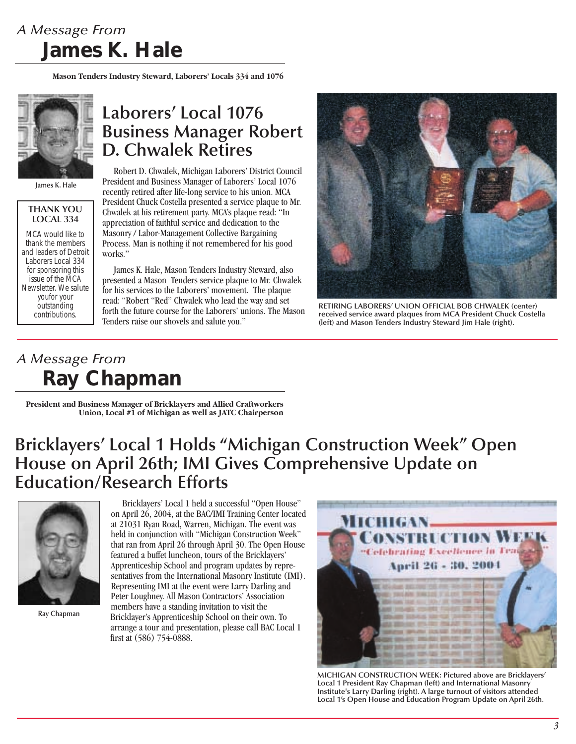*A Message From*

# James K. Hale

**Mason Tenders Industry Steward, Laborers' Locals 334 and 1076**

James K. Hale

**THANK YOU LOCAL 334**

MCA would like to thank the members and leaders of Detroit Laborers Local 334 for sponsoring this issue of the MCA Newsletter. We salute youfor your outstanding contributions.

## Laborers' Local 1076 Business Manager Robert D. Chwalek Retires

Robert D. Chwalek, Michigan Laborers' District Council President and Business Manager of Laborers' Local 1076 recently retired after life-long service to his union. MCA President Chuck Costella presented a service plaque to Mr. Chwalek at his retirement party. MCA's plaque read: "In appreciation of faithful service and dedication to the Masonry / Labor-Management Collective Bargaining Process. Man is nothing if not remembered for his good works."

James K. Hale, Mason Tenders Industry Steward, also presented a Mason Tenders service plaque to Mr. Chwalek for his services to the Laborers' movement. The plaque read: "Robert "Red" Chwalek who lead the way and set forth the future course for the Laborers' unions. The Mason Tenders raise our shovels and salute you."

RETIRING LABORERS' UNION OFFICIAL BOB CHWALEK (center) received service award plaques from MCA President Chuck Costella (left) and Mason Tenders Industry Steward Jim Hale (right).

*A Message From*

# Ray Chapman

**President and Business Manager of Bricklayers and Allied Craftworkers Union, Local #1 of Michigan as well as JATC Chairperson**

## Bricklayers' Local 1 Holds "Michigan Construction Week" Open House on April 26th; IMI Gives Comprehensive Update on Education/Research Efforts

Ray Chapman

Bricklayers' Local 1 held a successful "Open House" on April 26, 2004, at the BAC/IMI Training Center located at 21031 Ryan Road, Warren, Michigan. The event was held in conjunction with "Michigan Construction Week" that ran from April 26 through April 30. The Open House featured a buffet luncheon, tours of the Bricklayers' Apprenticeship School and program updates by representatives from the International Masonry Institute (IMI). Representing IMI at the event were Larry Darling and Peter Loughney. All Mason Contractors' Association members have a standing invitation to visit the Bricklayer's Apprenticeship School on their own. To arrange a tour and presentation, please call BAC Local 1 first at (586) 754-0888.

MICHIGAN CONSTRUCTION WEEK: Pictured above are Bricklayers' Local 1 President Ray Chapman (left) and International Masonry Institute's Larry Darling (right). A large turnout of visitors attended Local 1's Open House and Education Program Update on April 26th.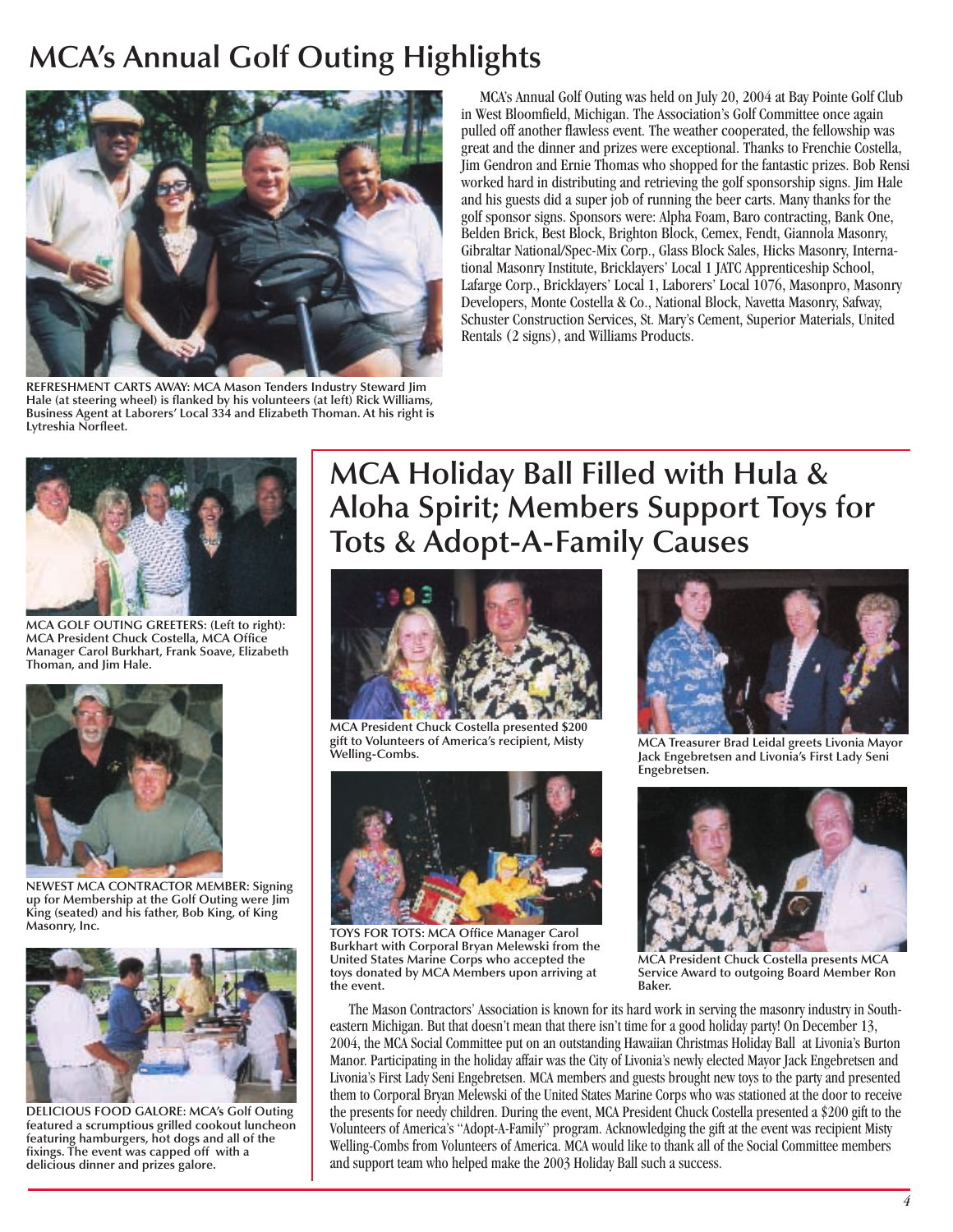# MCA's Annual Golf Outing Highlights

MCA's Annual Golf Outing was held on July 20, 2004 at Bay Pointe Golf Club in West Bloomfield, Michigan. The Association's Golf Committee once again pulled off another flawless event. The weather cooperated, the fellowship was great and the dinner and prizes were exceptional. Thanks to Frenchie Costella, Jim Gendron and Ernie Thomas who shopped for the fantastic prizes. Bob Rensi worked hard in distributing and retrieving the golf sponsorship signs. Jim Hale and his guests did a super job of running the beer carts. Many thanks for the golf sponsor signs. Sponsors were: Alpha Foam, Baro contracting, Bank One, Belden Brick, Best Block, Brighton Block, Cemex, Fendt, Giannola Masonry, Gibraltar National/Spec-Mix Corp., Glass Block Sales, Hicks Masonry, International Masonry Institute, Bricklayers' Local 1 JATC Apprenticeship School, Lafarge Corp., Bricklayers' Local 1, Laborers' Local 1076, Masonpro, Masonry Developers, Monte Costella & Co., National Block, Navetta Masonry, Safway, Schuster Construction Services, St. Mary's Cement, Superior Materials, United Rentals (2 signs), and Williams Products.

**REFRESHMENT CARTS AWAY: MCA Mason Tenders Industry Steward Jim Hale (at steering wheel) is flanked by his volunteers (at left) Rick Williams, Business Agent at Laborers' Local 334 and Elizabeth Thoman. At his right is Lytreshia Norfleet.**

**MCA GOLF OUTING GREETERS: (Left to right): MCA President Chuck Costella, MCA Office Manager Carol Burkhart, Frank Soave, Elizabeth Thoman, and Jim Hale.**

**NEWEST MCA CONTRACTOR MEMBER: Signing up for Membership at the Golf Outing were Jim King (seated) and his father, Bob King, of King Masonry, Inc.**

**DELICIOUS FOOD GALORE: MCA's Golf Outing featured a scrumptious grilled cookout luncheon featuring hamburgers, hot dogs and all of the fixings. The event was capped off with a delicious dinner and prizes galore.**

# MCA Holiday Ball Filled with Hula & Aloha Spirit; Members Support Toys for Tots & Adopt-A-Family Causes

**MCA President Chuck Costella presented $200 gift to Volunteers of America's recipient, Misty Welling-Combs.**

**MCA Treasurer Brad Leidal greets Livonia Mayor Jack Engebretsen and Livonia's First Lady Seni Engebretsen.**

**TOYS FOR TOTS: MCA Office Manager Carol Burkhart with Corporal Bryan Melewski from the United States Marine Corps who accepted the toys donated by MCA Members upon arriving at the event.**

**MCA President Chuck Costella presents MCA Service Award to outgoing Board Member Ron Baker.**

The Mason Contractors' Association is known for its hard work in serving the masonry industry in Southeastern Michigan. But that doesn't mean that there isn't time for a good holiday party! On December 13, 2004, the MCA Social Committee put on an outstanding Hawaiian Christmas Holiday Ball at Livonia's Burton Manor. Participating in the holiday affair was the City of Livonia's newly elected Mayor Jack Engebretsen and Livonia's First Lady Seni Engebretsen. MCA members and guests brought new toys to the party and presented them to Corporal Bryan Melewski of the United States Marine Corps who was stationed at the door to receive the presents for needy children. During the event, MCA President Chuck Costella presented a $200 gift to the Volunteers of America's "Adopt-A-Family" program. Acknowledging the gift at the event was recipient Misty Welling-Combs from Volunteers of America. MCA would like to thank all of the Social Committee members and support team who helped make the 2003 Holiday Ball such a success.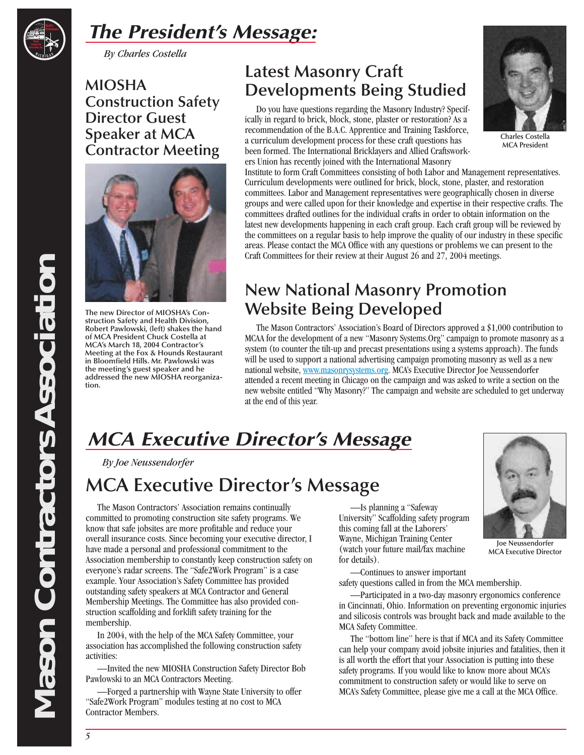# The President's Message:

*By Charles Costella*

## MIOSHA Construction Safety Director Guest Speaker at MCA Contractor Meeting

The new Director of MIOSHA's Construction Safety and Health Division, Robert Pawlowski, (left) shakes the hand of MCA President Chuck Costella at MCA's March 18, 2004 Contractor's Meeting at the Fox & Hounds Restaurant in Bloomfield Hills. Mr. Pawlowski was the meeting's guest speaker and he addressed the new MIOSHA reorganization.

## Latest Masonry Craft Developments Being Studied

Charles Costella
MCA President

Do you have questions regarding the Masonry Industry? Specifically in regard to brick, block, stone, plaster or restoration? As a recommendation of the B.A.C. Apprentice and Training Taskforce, a curriculum development process for these craft questions has been formed. The International Bricklayers and Allied Craftworkers Union has recently joined with the International Masonry Institute to form Craft Committees consisting of both Labor and Management representatives. Curriculum developments were outlined for brick, block, stone, plaster, and restoration committees. Labor and Management representatives were geographically chosen in diverse groups and were called upon for their knowledge and expertise in their respective crafts. The committees drafted outlines for the individual crafts in order to obtain information on the latest new developments happening in each craft group. Each craft group will be reviewed by the committees on a regular basis to help improve the quality of our industry in these specific areas. Please contact the MCA Office with any questions or problems we can present to the Craft Committees for their review at their August 26 and 27, 2004 meetings.

## New National Masonry Promotion Website Being Developed

The Mason Contractors' Association's Board of Directors approved a $1,000 contribution to MCAA for the development of a new "Masonry Systems.Org" campaign to promote masonry as a system (to counter the tilt-up and precast presentations using a systems approach). The funds will be used to support a national advertising campaign promoting masonry as well as a new national website, www.masonrysystems.org. MCA's Executive Director Joe Neussendorfer attended a recent meeting in Chicago on the campaign and was asked to write a section on the new website entitled "Why Masonry?" The campaign and website are scheduled to get underway at the end of this year.

# MCA Executive Director's Message

*By Joe Neussendorfer*

## MCA Executive Director's Message

Joe Neussendorfer
MCA Executive Director

The Mason Contractors' Association remains continually committed to promoting construction site safety programs. We know that safe jobsites are more profitable and reduce your overall insurance costs. Since becoming your executive director, I have made a personal and professional commitment to the Association membership to constantly keep construction safety on everyone's radar screens. The "Safe2Work Program" is a case example. Your Association's Safety Committee has provided outstanding safety speakers at MCA Contractor and General Membership Meetings. The Committee has also provided construction scaffolding and forklift safety training for the membership.

In 2004, with the help of the MCA Safety Committee, your association has accomplished the following construction safety activities:

—Invited the new MIOSHA Construction Safety Director Bob Pawlowski to an MCA Contractors Meeting.

—Forged a partnership with Wayne State University to offer "Safe2Work Program" modules testing at no cost to MCA Contractor Members.

—Is planning a "Safeway University" Scaffolding safety program this coming fall at the Laborers' Wayne, Michigan Training Center (watch your future mail/fax machine for details).

—Continues to answer important safety questions called in from the MCA membership.

—Participated in a two-day masonry ergonomics conference in Cincinnati, Ohio. Information on preventing ergonomic injuries and silicosis controls was brought back and made available to the MCA Safety Committee.

The "bottom line" here is that if MCA and its Safety Committee can help your company avoid jobsite injuries and fatalities, then it is all worth the effort that your Association is putting into these safety programs. If you would like to know more about MCA's commitment to construction safety or would like to serve on MCA's Safety Committee, please give me a call at the MCA Office.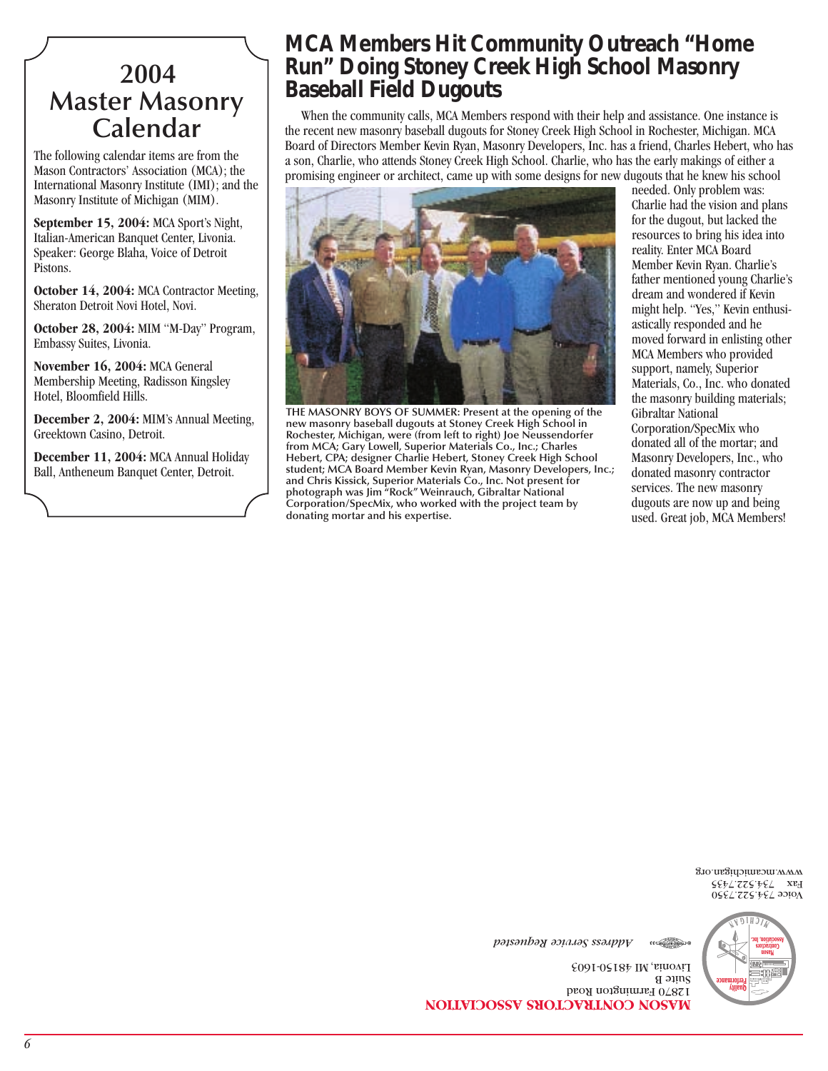## 2004 Master Masonry Calendar

The following calendar items are from the Mason Contractors' Association (MCA); the International Masonry Institute (IMI); and the Masonry Institute of Michigan (MIM).

**September 15, 2004:** MCA Sport's Night, Italian-American Banquet Center, Livonia. Speaker: George Blaha, Voice of Detroit Pistons.

**October 14, 2004:** MCA Contractor Meeting, Sheraton Detroit Novi Hotel, Novi.

**October 28, 2004:** MIM "M-Day" Program, Embassy Suites, Livonia.

**November 16, 2004:** MCA General Membership Meeting, Radisson Kingsley Hotel, Bloomfield Hills.

**December 2, 2004:** MIM's Annual Meeting, Greektown Casino, Detroit.

**December 11, 2004:** MCA Annual Holiday Ball, Antheneum Banquet Center, Detroit.

# MCA Members Hit Community Outreach "Home Run" Doing Stoney Creek High School Masonry Baseball Field Dugouts

When the community calls, MCA Members respond with their help and assistance. One instance is the recent new masonry baseball dugouts for Stoney Creek High School in Rochester, Michigan. MCA Board of Directors Member Kevin Ryan, Masonry Developers, Inc. has a friend, Charles Hebert, who has a son, Charlie, who attends Stoney Creek High School. Charlie, who has the early makings of either a promising engineer or architect, came up with some designs for new dugouts that he knew his school needed. Only problem was: Charlie had the vision and plans for the dugout, but lacked the resources to bring his idea into reality. Enter MCA Board Member Kevin Ryan. Charlie's father mentioned young Charlie's dream and wondered if Kevin might help. "Yes," Kevin enthusiastically responded and he moved forward in enlisting other MCA Members who provided support, namely, Superior Materials, Co., Inc. who donated the masonry building materials; Gibraltar National Corporation/SpecMix who donated all of the mortar; and Masonry Developers, Inc., who donated masonry contractor services. The new masonry dugouts are now up and being used. Great job, MCA Members!

THE MASONRY BOYS OF SUMMER: Present at the opening of the new masonry baseball dugouts at Stoney Creek High School in Rochester, Michigan, were (from left to right) Joe Neussendorfer from MCA; Gary Lowell, Superior Materials Co., Inc.; Charles Hebert, CPA; designer Charlie Hebert, Stoney Creek High School student; MCA Board Member Kevin Ryan, Masonry Developers, Inc.; and Chris Kissick, Superior Materials Co., Inc. Not present for photograph was Jim "Rock" Weinrauch, Gibraltar National Corporation/SpecMix, who worked with the project team by donating mortar and his expertise.

**MASON CONTRACTORS ASSOCIATION**
12870 Farmington Road
Suite B
Livonia, MI 48150-1603

*Address Service Requested*

Voice 734.522.7350
Fax 734.522.7435
www.mcamichigan.org